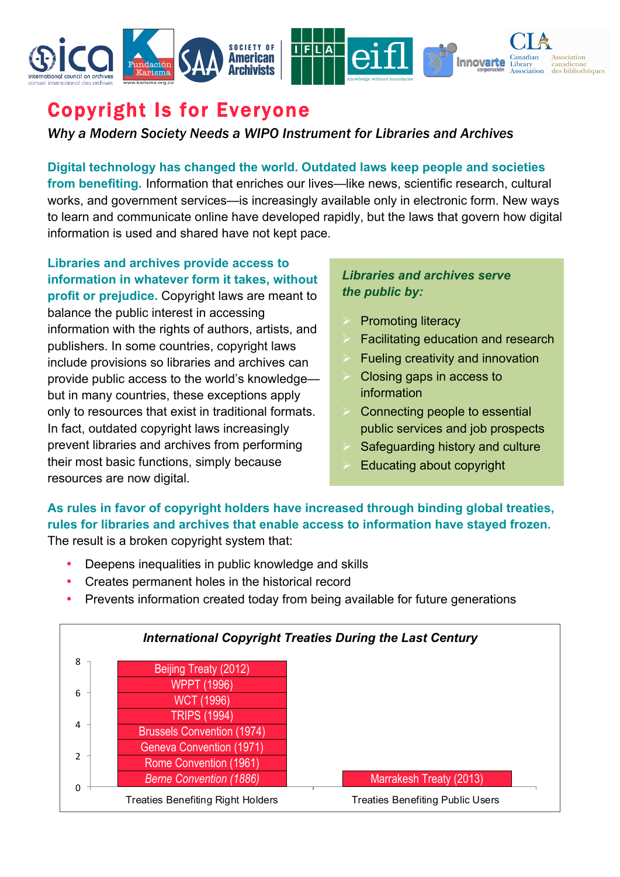# Copyright Is for Everyone

*Why a Modern Society Needs a WIPO Instrument for Libraries and Archives*

**Digital technology has changed the world. Outdated laws keep people and societies from benefiting.** Information that enriches our lives—like news, scientific research, cultural works, and government services—is increasingly available only in electronic form. New ways to learn and communicate online have developed rapidly, but the laws that govern how digital information is used and shared have not kept pace.

**Libraries and archives provide access to information in whatever form it takes, without profit or prejudice.** Copyright laws are meant to balance the public interest in accessing information with the rights of authors, artists, and publishers. In some countries, copyright laws include provisions so libraries and archives can provide public access to the world's knowledge—but in many countries, these exceptions apply only to resources that exist in traditional formats. In fact, outdated copyright laws increasingly prevent libraries and archives from performing their most basic functions, simply because resources are now digital.

***Libraries and archives serve the public by:***

- Promoting literacy
- Facilitating education and research
- Fueling creativity and innovation
- Closing gaps in access to information
- Connecting people to essential public services and job prospects
- Safeguarding history and culture
- Educating about copyright

**As rules in favor of copyright holders have increased through binding global treaties, rules for libraries and archives that enable access to information have stayed frozen.** The result is a broken copyright system that:

- Deepens inequalities in public knowledge and skills
- Creates permanent holes in the historical record
- Prevents information created today from being available for future generations

***International Copyright Treaties During the Last Century***

| Treaties Benefiting Right Holders | Treaties Benefiting Public Users |
|---|---|
| Beijing Treaty (2012) | |
| WPPT (1996) | |
| WCT (1996) | |
| TRIPS (1994) | |
| Brussels Convention (1974) | |
| Geneva Convention (1971) | |
| Rome Convention (1961) | |
| *Berne Convention (1886)* | Marrakesh Treaty (2013) |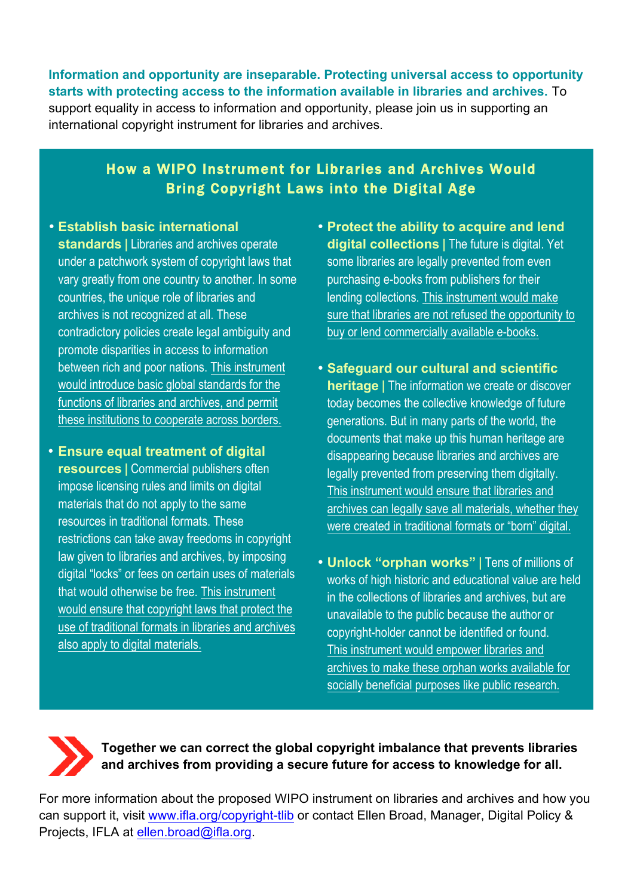**Information and opportunity are inseparable. Protecting universal access to opportunity starts with protecting access to the information available in libraries and archives.** To support equality in access to information and opportunity, please join us in supporting an international copyright instrument for libraries and archives.

## How a WIPO Instrument for Libraries and Archives Would Bring Copyright Laws into the Digital Age

- **Establish basic international standards** | Libraries and archives operate under a patchwork system of copyright laws that vary greatly from one country to another. In some countries, the unique role of libraries and archives is not recognized at all. These contradictory policies create legal ambiguity and promote disparities in access to information between rich and poor nations. This instrument would introduce basic global standards for the functions of libraries and archives, and permit these institutions to cooperate across borders.

- **Ensure equal treatment of digital resources** | Commercial publishers often impose licensing rules and limits on digital materials that do not apply to the same resources in traditional formats. These restrictions can take away freedoms in copyright law given to libraries and archives, by imposing digital "locks" or fees on certain uses of materials that would otherwise be free. This instrument would ensure that copyright laws that protect the use of traditional formats in libraries and archives also apply to digital materials.

- **Protect the ability to acquire and lend digital collections** | The future is digital. Yet some libraries are legally prevented from even purchasing e-books from publishers for their lending collections. This instrument would make sure that libraries are not refused the opportunity to buy or lend commercially available e-books.

- **Safeguard our cultural and scientific heritage** | The information we create or discover today becomes the collective knowledge of future generations. But in many parts of the world, the documents that make up this human heritage are disappearing because libraries and archives are legally prevented from preserving them digitally. This instrument would ensure that libraries and archives can legally save all materials, whether they were created in traditional formats or "born" digital.

- **Unlock "orphan works"** | Tens of millions of works of high historic and educational value are held in the collections of libraries and archives, but are unavailable to the public because the author or copyright-holder cannot be identified or found. This instrument would empower libraries and archives to make these orphan works available for socially beneficial purposes like public research.

**Together we can correct the global copyright imbalance that prevents libraries and archives from providing a secure future for access to knowledge for all.**

For more information about the proposed WIPO instrument on libraries and archives and how you can support it, visit www.ifla.org/copyright-tlib or contact Ellen Broad, Manager, Digital Policy & Projects, IFLA at ellen.broad@ifla.org.